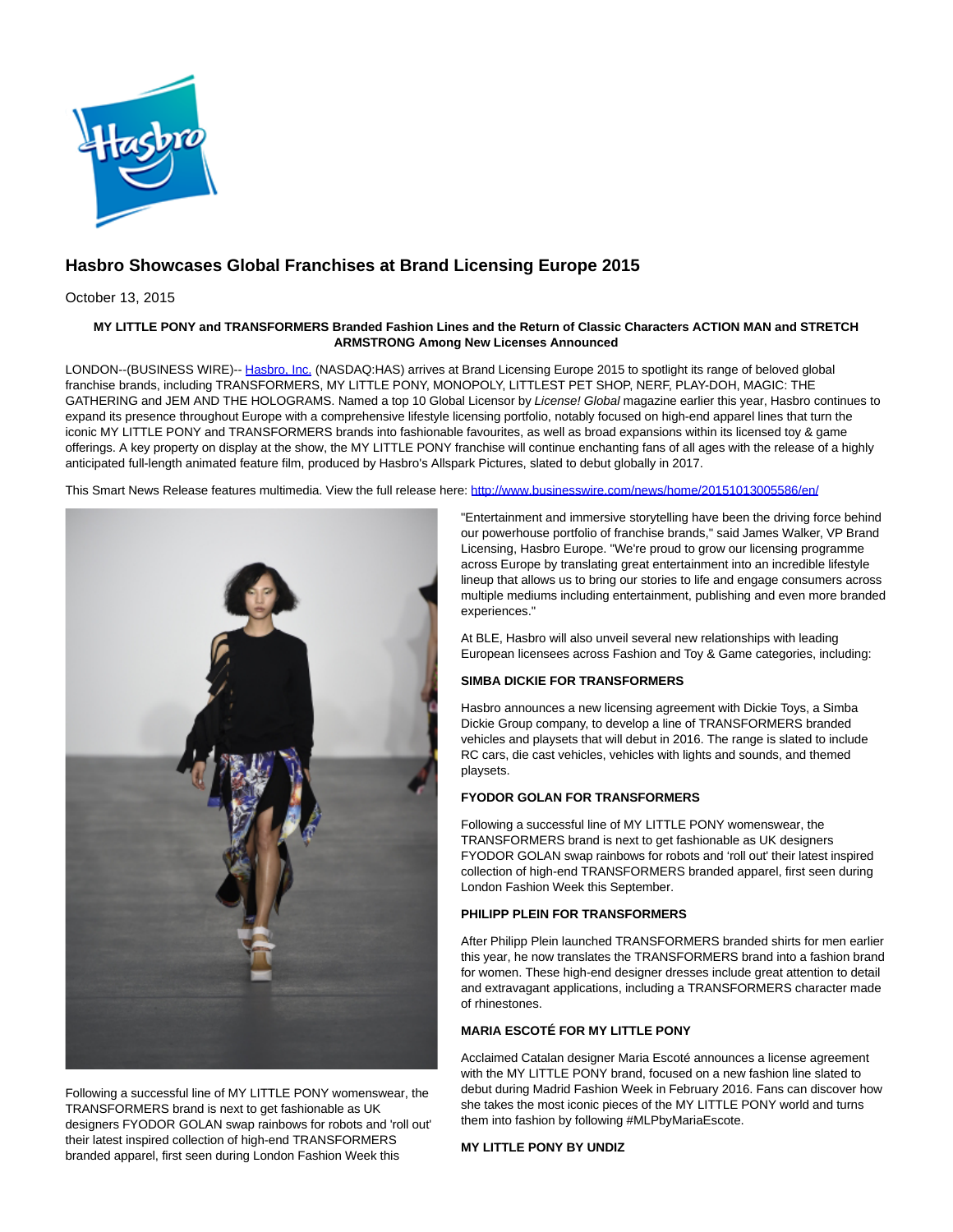# Hasbro Showcases Global Franchises at Brand Licensing Europe 2015

October 13, 2015

**MY LITTLE PONY and TRANSFORMERS Branded Fashion Lines and the Return of Classic Characters ACTION MAN and STRETCH ARMSTRONG Among New Licenses Announced**

LONDON--(BUSINESS WIRE)-- Hasbro, Inc. (NASDAQ:HAS) arrives at Brand Licensing Europe 2015 to spotlight its range of beloved global franchise brands, including TRANSFORMERS, MY LITTLE PONY, MONOPOLY, LITTLEST PET SHOP, NERF, PLAY-DOH, MAGIC: THE GATHERING and JEM AND THE HOLOGRAMS. Named a top 10 Global Licensor by *License! Global* magazine earlier this year, Hasbro continues to expand its presence throughout Europe with a comprehensive lifestyle licensing portfolio, notably focused on high-end apparel lines that turn the iconic MY LITTLE PONY and TRANSFORMERS brands into fashionable favourites, as well as broad expansions within its licensed toy & game offerings. A key property on display at the show, the MY LITTLE PONY franchise will continue enchanting fans of all ages with the release of a highly anticipated full-length animated feature film, produced by Hasbro's Allspark Pictures, slated to debut globally in 2017.

This Smart News Release features multimedia. View the full release here: http://www.businesswire.com/news/home/20151013005586/en/

Following a successful line of MY LITTLE PONY womenswear, the TRANSFORMERS brand is next to get fashionable as UK designers FYODOR GOLAN swap rainbows for robots and 'roll out' their latest inspired collection of high-end TRANSFORMERS branded apparel, first seen during London Fashion Week this

"Entertainment and immersive storytelling have been the driving force behind our powerhouse portfolio of franchise brands," said James Walker, VP Brand Licensing, Hasbro Europe. "We're proud to grow our licensing programme across Europe by translating great entertainment into an incredible lifestyle lineup that allows us to bring our stories to life and engage consumers across multiple mediums including entertainment, publishing and even more branded experiences."

At BLE, Hasbro will also unveil several new relationships with leading European licensees across Fashion and Toy & Game categories, including:

**SIMBA DICKIE FOR TRANSFORMERS**

Hasbro announces a new licensing agreement with Dickie Toys, a Simba Dickie Group company, to develop a line of TRANSFORMERS branded vehicles and playsets that will debut in 2016. The range is slated to include RC cars, die cast vehicles, vehicles with lights and sounds, and themed playsets.

**FYODOR GOLAN FOR TRANSFORMERS**

Following a successful line of MY LITTLE PONY womenswear, the TRANSFORMERS brand is next to get fashionable as UK designers FYODOR GOLAN swap rainbows for robots and 'roll out' their latest inspired collection of high-end TRANSFORMERS branded apparel, first seen during London Fashion Week this September.

**PHILIPP PLEIN FOR TRANSFORMERS**

After Philipp Plein launched TRANSFORMERS branded shirts for men earlier this year, he now translates the TRANSFORMERS brand into a fashion brand for women. These high-end designer dresses include great attention to detail and extravagant applications, including a TRANSFORMERS character made of rhinestones.

**MARIA ESCOTÉ FOR MY LITTLE PONY**

Acclaimed Catalan designer Maria Escoté announces a license agreement with the MY LITTLE PONY brand, focused on a new fashion line slated to debut during Madrid Fashion Week in February 2016. Fans can discover how she takes the most iconic pieces of the MY LITTLE PONY world and turns them into fashion by following #MLPbyMariaEscote.

**MY LITTLE PONY BY UNDIZ**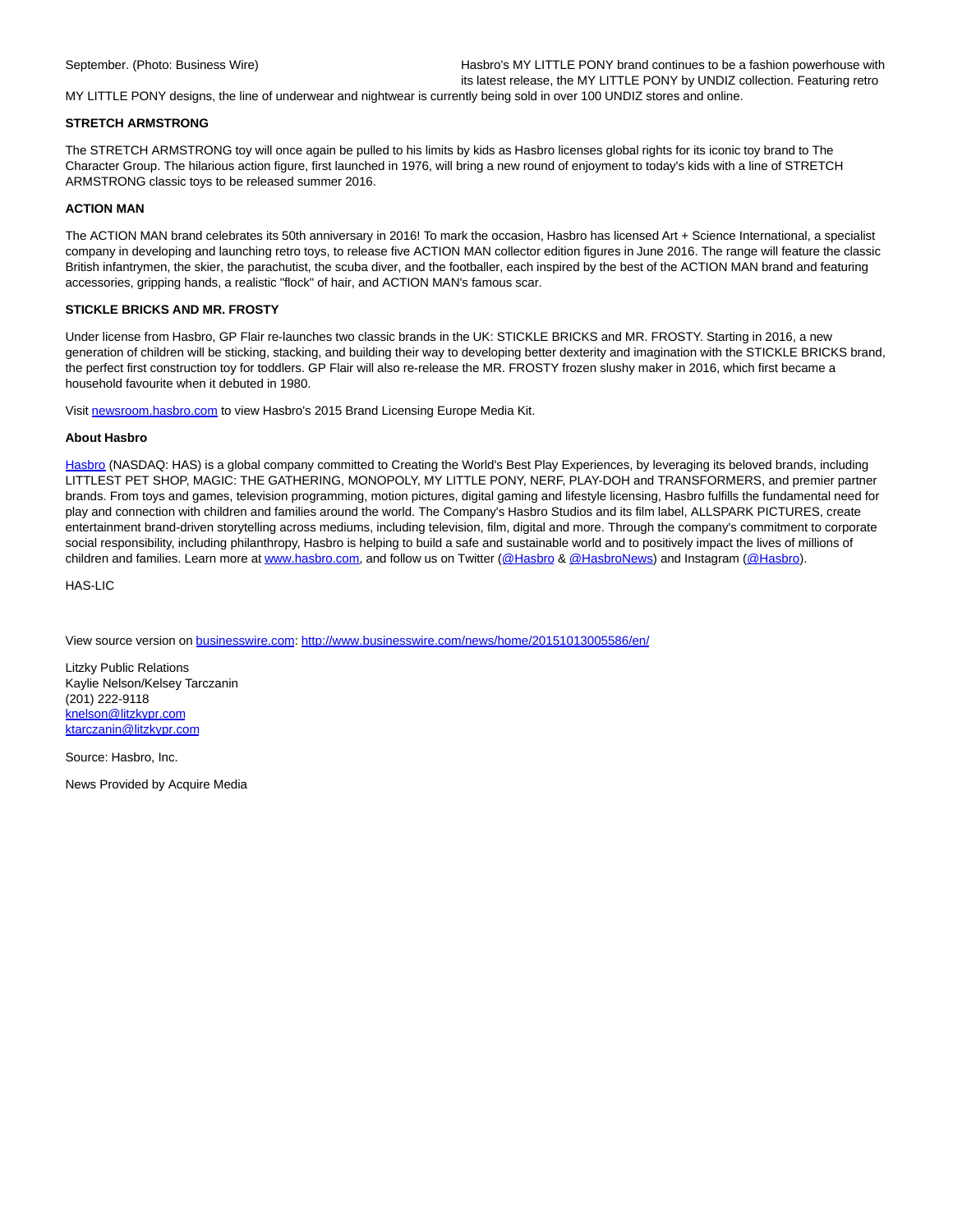September. (Photo: Business Wire)

Hasbro's MY LITTLE PONY brand continues to be a fashion powerhouse with its latest release, the MY LITTLE PONY by UNDIZ collection. Featuring retro MY LITTLE PONY designs, the line of underwear and nightwear is currently being sold in over 100 UNDIZ stores and online.

**STRETCH ARMSTRONG**

The STRETCH ARMSTRONG toy will once again be pulled to his limits by kids as Hasbro licenses global rights for its iconic toy brand to The Character Group. The hilarious action figure, first launched in 1976, will bring a new round of enjoyment to today's kids with a line of STRETCH ARMSTRONG classic toys to be released summer 2016.

**ACTION MAN**

The ACTION MAN brand celebrates its 50th anniversary in 2016! To mark the occasion, Hasbro has licensed Art + Science International, a specialist company in developing and launching retro toys, to release five ACTION MAN collector edition figures in June 2016. The range will feature the classic British infantrymen, the skier, the parachutist, the scuba diver, and the footballer, each inspired by the best of the ACTION MAN brand and featuring accessories, gripping hands, a realistic "flock" of hair, and ACTION MAN's famous scar.

**STICKLE BRICKS AND MR. FROSTY**

Under license from Hasbro, GP Flair re-launches two classic brands in the UK: STICKLE BRICKS and MR. FROSTY. Starting in 2016, a new generation of children will be sticking, stacking, and building their way to developing better dexterity and imagination with the STICKLE BRICKS brand, the perfect first construction toy for toddlers. GP Flair will also re-release the MR. FROSTY frozen slushy maker in 2016, which first became a household favourite when it debuted in 1980.

Visit newsroom.hasbro.com to view Hasbro's 2015 Brand Licensing Europe Media Kit.

**About Hasbro**

Hasbro (NASDAQ: HAS) is a global company committed to Creating the World's Best Play Experiences, by leveraging its beloved brands, including LITTLEST PET SHOP, MAGIC: THE GATHERING, MONOPOLY, MY LITTLE PONY, NERF, PLAY-DOH and TRANSFORMERS, and premier partner brands. From toys and games, television programming, motion pictures, digital gaming and lifestyle licensing, Hasbro fulfills the fundamental need for play and connection with children and families around the world. The Company's Hasbro Studios and its film label, ALLSPARK PICTURES, create entertainment brand-driven storytelling across mediums, including television, film, digital and more. Through the company's commitment to corporate social responsibility, including philanthropy, Hasbro is helping to build a safe and sustainable world and to positively impact the lives of millions of children and families. Learn more at www.hasbro.com, and follow us on Twitter (@Hasbro & @HasbroNews) and Instagram (@Hasbro).

HAS-LIC

View source version on businesswire.com: http://www.businesswire.com/news/home/20151013005586/en/

Litzky Public Relations
Kaylie Nelson/Kelsey Tarczanin
(201) 222-9118
knelson@litzkypr.com
ktarczanin@litzkypr.com

Source: Hasbro, Inc.

News Provided by Acquire Media